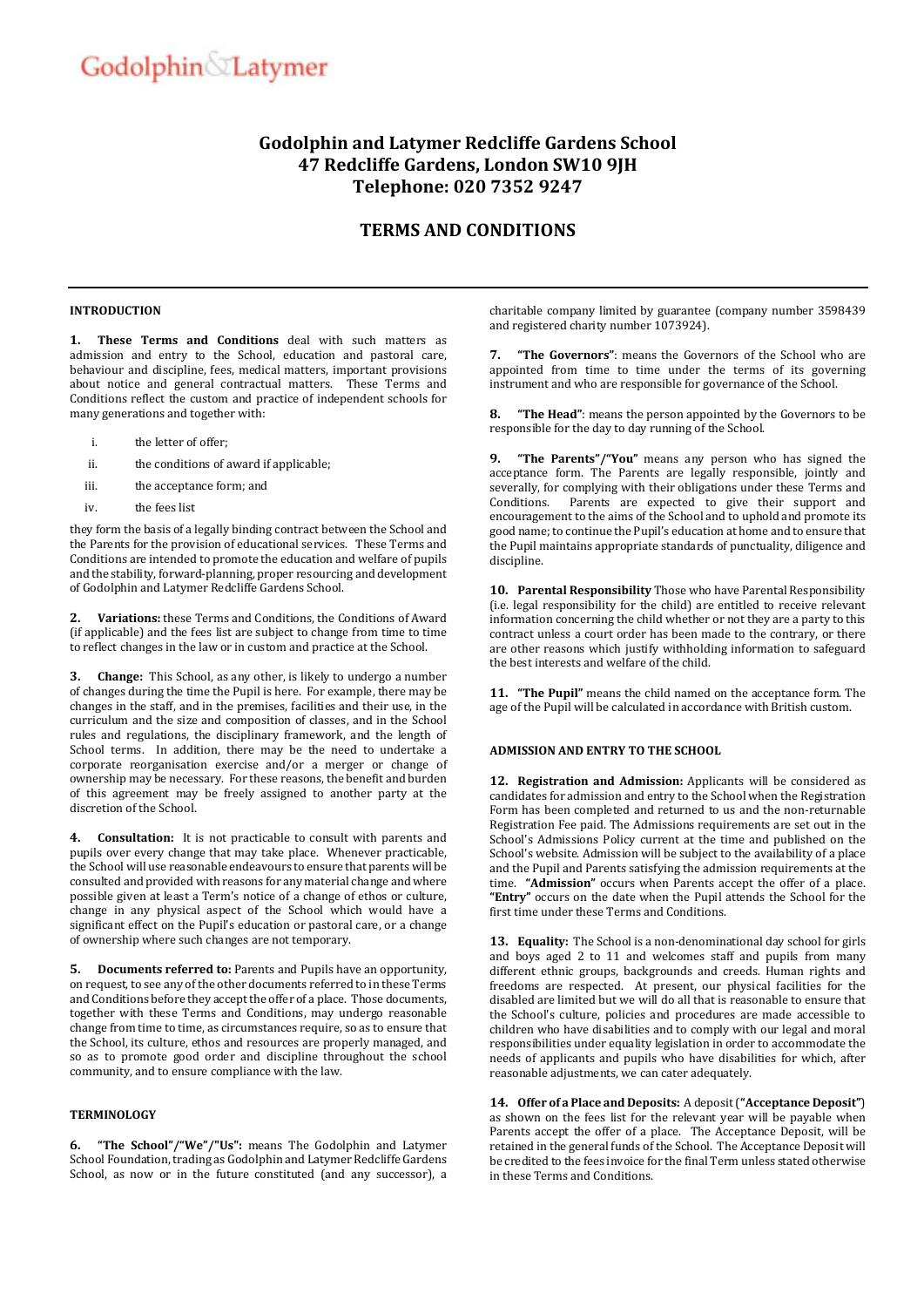Godolphin & Latymer

# Godolphin and Latymer Redcliffe Gardens School
# 47 Redcliffe Gardens, London SW10 9JH
# Telephone: 020 7352 9247

## TERMS AND CONDITIONS

### INTRODUCTION

**1. These Terms and Conditions** deal with such matters as admission and entry to the School, education and pastoral care, behaviour and discipline, fees, medical matters, important provisions about notice and general contractual matters. These Terms and Conditions reflect the custom and practice of independent schools for many generations and together with:

i. the letter of offer;

ii. the conditions of award if applicable;

iii. the acceptance form; and

iv. the fees list

they form the basis of a legally binding contract between the School and the Parents for the provision of educational services. These Terms and Conditions are intended to promote the education and welfare of pupils and the stability, forward-planning, proper resourcing and development of Godolphin and Latymer Redcliffe Gardens School.

**2. Variations:** these Terms and Conditions, the Conditions of Award (if applicable) and the fees list are subject to change from time to time to reflect changes in the law or in custom and practice at the School.

**3. Change:** This School, as any other, is likely to undergo a number of changes during the time the Pupil is here. For example, there may be changes in the staff, and in the premises, facilities and their use, in the curriculum and the size and composition of classes, and in the School rules and regulations, the disciplinary framework, and the length of School terms. In addition, there may be the need to undertake a corporate reorganisation exercise and/or a merger or change of ownership may be necessary. For these reasons, the benefit and burden of this agreement may be freely assigned to another party at the discretion of the School.

**4. Consultation:** It is not practicable to consult with parents and pupils over every change that may take place. Whenever practicable, the School will use reasonable endeavours to ensure that parents will be consulted and provided with reasons for any material change and where possible given at least a Term's notice of a change of ethos or culture, change in any physical aspect of the School which would have a significant effect on the Pupil's education or pastoral care, or a change of ownership where such changes are not temporary.

**5. Documents referred to:** Parents and Pupils have an opportunity, on request, to see any of the other documents referred to in these Terms and Conditions before they accept the offer of a place. Those documents, together with these Terms and Conditions, may undergo reasonable change from time to time, as circumstances require, so as to ensure that the School, its culture, ethos and resources are properly managed, and so as to promote good order and discipline throughout the school community, and to ensure compliance with the law.

### TERMINOLOGY

**6. "The School"/"We"/"Us":** means The Godolphin and Latymer School Foundation, trading as Godolphin and Latymer Redcliffe Gardens School, as now or in the future constituted (and any successor), a charitable company limited by guarantee (company number 3598439 and registered charity number 1073924).

**7. "The Governors"**: means the Governors of the School who are appointed from time to time under the terms of its governing instrument and who are responsible for governance of the School.

**8. "The Head"**: means the person appointed by the Governors to be responsible for the day to day running of the School.

**9. "The Parents"/"You"** means any person who has signed the acceptance form. The Parents are legally responsible, jointly and severally, for complying with their obligations under these Terms and Conditions. Parents are expected to give their support and encouragement to the aims of the School and to uphold and promote its good name; to continue the Pupil's education at home and to ensure that the Pupil maintains appropriate standards of punctuality, diligence and discipline.

**10. Parental Responsibility** Those who have Parental Responsibility (i.e. legal responsibility for the child) are entitled to receive relevant information concerning the child whether or not they are a party to this contract unless a court order has been made to the contrary, or there are other reasons which justify withholding information to safeguard the best interests and welfare of the child.

**11. "The Pupil"** means the child named on the acceptance form. The age of the Pupil will be calculated in accordance with British custom.

### ADMISSION AND ENTRY TO THE SCHOOL

**12. Registration and Admission:** Applicants will be considered as candidates for admission and entry to the School when the Registration Form has been completed and returned to us and the non-returnable Registration Fee paid. The Admissions requirements are set out in the School's Admissions Policy current at the time and published on the School's website. Admission will be subject to the availability of a place and the Pupil and Parents satisfying the admission requirements at the time. **"Admission"** occurs when Parents accept the offer of a place. **"Entry"** occurs on the date when the Pupil attends the School for the first time under these Terms and Conditions.

**13. Equality:** The School is a non-denominational day school for girls and boys aged 2 to 11 and welcomes staff and pupils from many different ethnic groups, backgrounds and creeds. Human rights and freedoms are respected. At present, our physical facilities for the disabled are limited but we will do all that is reasonable to ensure that the School's culture, policies and procedures are made accessible to children who have disabilities and to comply with our legal and moral responsibilities under equality legislation in order to accommodate the needs of applicants and pupils who have disabilities for which, after reasonable adjustments, we can cater adequately.

**14. Offer of a Place and Deposits:** A deposit (**"Acceptance Deposit"**) as shown on the fees list for the relevant year will be payable when Parents accept the offer of a place. The Acceptance Deposit, will be retained in the general funds of the School. The Acceptance Deposit will be credited to the fees invoice for the final Term unless stated otherwise in these Terms and Conditions.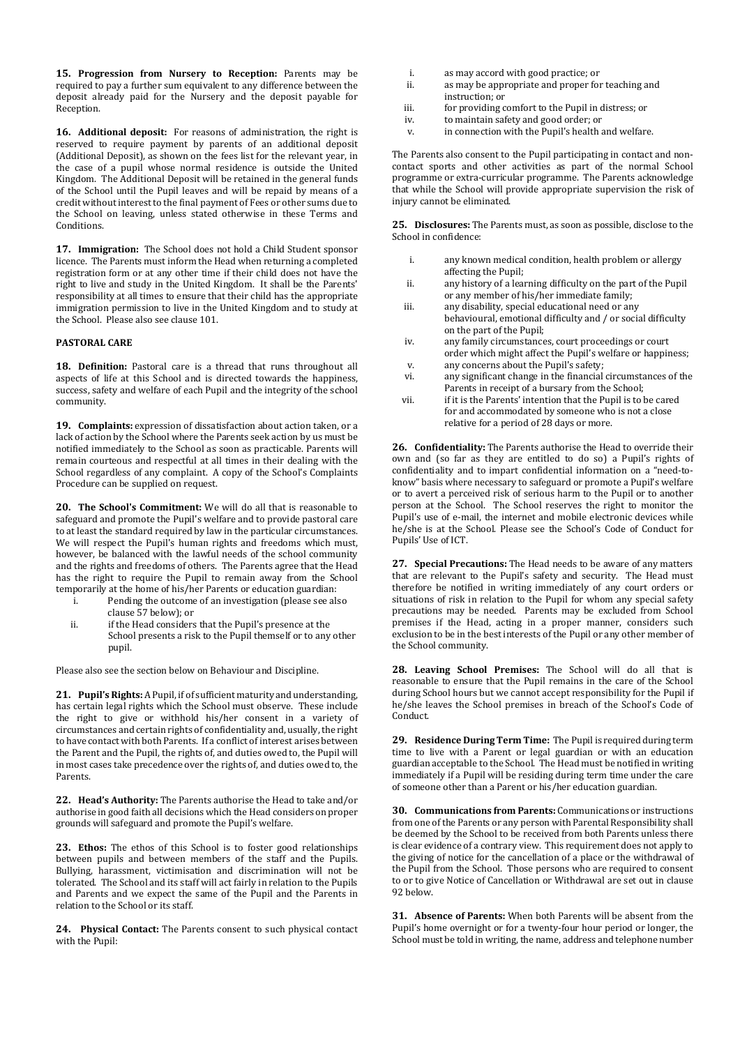**15. Progression from Nursery to Reception:** Parents may be required to pay a further sum equivalent to any difference between the deposit already paid for the Nursery and the deposit payable for Reception.

**16. Additional deposit:** For reasons of administration, the right is reserved to require payment by parents of an additional deposit (Additional Deposit), as shown on the fees list for the relevant year, in the case of a pupil whose normal residence is outside the United Kingdom. The Additional Deposit will be retained in the general funds of the School until the Pupil leaves and will be repaid by means of a credit without interest to the final payment of Fees or other sums due to the School on leaving, unless stated otherwise in these Terms and Conditions.

**17. Immigration:** The School does not hold a Child Student sponsor licence. The Parents must inform the Head when returning a completed registration form or at any other time if their child does not have the right to live and study in the United Kingdom. It shall be the Parents' responsibility at all times to ensure that their child has the appropriate immigration permission to live in the United Kingdom and to study at the School. Please also see clause 101.

**PASTORAL CARE**

**18. Definition:** Pastoral care is a thread that runs throughout all aspects of life at this School and is directed towards the happiness, success, safety and welfare of each Pupil and the integrity of the school community.

**19. Complaints:** expression of dissatisfaction about action taken, or a lack of action by the School where the Parents seek action by us must be notified immediately to the School as soon as practicable. Parents will remain courteous and respectful at all times in their dealing with the School regardless of any complaint. A copy of the School's Complaints Procedure can be supplied on request.

**20. The School's Commitment:** We will do all that is reasonable to safeguard and promote the Pupil's welfare and to provide pastoral care to at least the standard required by law in the particular circumstances. We will respect the Pupil's human rights and freedoms which must, however, be balanced with the lawful needs of the school community and the rights and freedoms of others. The Parents agree that the Head has the right to require the Pupil to remain away from the School temporarily at the home of his/her Parents or education guardian:

i. Pending the outcome of an investigation (please see also clause 57 below); or
ii. if the Head considers that the Pupil's presence at the School presents a risk to the Pupil themself or to any other pupil.

Please also see the section below on Behaviour and Discipline.

**21. Pupil's Rights:** A Pupil, if of sufficient maturity and understanding, has certain legal rights which the School must observe. These include the right to give or withhold his/her consent in a variety of circumstances and certain rights of confidentiality and, usually, the right to have contact with both Parents. If a conflict of interest arises between the Parent and the Pupil, the rights of, and duties owed to, the Pupil will in most cases take precedence over the rights of, and duties owed to, the Parents.

**22. Head's Authority:** The Parents authorise the Head to take and/or authorise in good faith all decisions which the Head considers on proper grounds will safeguard and promote the Pupil's welfare.

**23. Ethos:** The ethos of this School is to foster good relationships between pupils and between members of the staff and the Pupils. Bullying, harassment, victimisation and discrimination will not be tolerated. The School and its staff will act fairly in relation to the Pupils and Parents and we expect the same of the Pupil and the Parents in relation to the School or its staff.

**24. Physical Contact:** The Parents consent to such physical contact with the Pupil:

i. as may accord with good practice; or
ii. as may be appropriate and proper for teaching and instruction; or
iii. for providing comfort to the Pupil in distress; or
iv. to maintain safety and good order; or
v. in connection with the Pupil's health and welfare.

The Parents also consent to the Pupil participating in contact and non-contact sports and other activities as part of the normal School programme or extra-curricular programme. The Parents acknowledge that while the School will provide appropriate supervision the risk of injury cannot be eliminated.

**25. Disclosures:** The Parents must, as soon as possible, disclose to the School in confidence:

i. any known medical condition, health problem or allergy affecting the Pupil;
ii. any history of a learning difficulty on the part of the Pupil or any member of his/her immediate family;
iii. any disability, special educational need or any behavioural, emotional difficulty and / or social difficulty on the part of the Pupil;
iv. any family circumstances, court proceedings or court order which might affect the Pupil's welfare or happiness;
v. any concerns about the Pupil's safety;
vi. any significant change in the financial circumstances of the Parents in receipt of a bursary from the School;
vii. if it is the Parents' intention that the Pupil is to be cared for and accommodated by someone who is not a close relative for a period of 28 days or more.

**26. Confidentiality:** The Parents authorise the Head to override their own and (so far as they are entitled to do so) a Pupil's rights of confidentiality and to impart confidential information on a "need-to-know" basis where necessary to safeguard or promote a Pupil's welfare or to avert a perceived risk of serious harm to the Pupil or to another person at the School. The School reserves the right to monitor the Pupil's use of e-mail, the internet and mobile electronic devices while he/she is at the School. Please see the School's Code of Conduct for Pupils' Use of ICT.

**27. Special Precautions:** The Head needs to be aware of any matters that are relevant to the Pupil's safety and security. The Head must therefore be notified in writing immediately of any court orders or situations of risk in relation to the Pupil for whom any special safety precautions may be needed. Parents may be excluded from School premises if the Head, acting in a proper manner, considers such exclusion to be in the best interests of the Pupil or any other member of the School community.

**28. Leaving School Premises:** The School will do all that is reasonable to ensure that the Pupil remains in the care of the School during School hours but we cannot accept responsibility for the Pupil if he/she leaves the School premises in breach of the School's Code of Conduct.

**29. Residence During Term Time:** The Pupil is required during term time to live with a Parent or legal guardian or with an education guardian acceptable to the School. The Head must be notified in writing immediately if a Pupil will be residing during term time under the care of someone other than a Parent or his/her education guardian.

**30. Communications from Parents:** Communications or instructions from one of the Parents or any person with Parental Responsibility shall be deemed by the School to be received from both Parents unless there is clear evidence of a contrary view. This requirement does not apply to the giving of notice for the cancellation of a place or the withdrawal of the Pupil from the School. Those persons who are required to consent to or to give Notice of Cancellation or Withdrawal are set out in clause 92 below.

**31. Absence of Parents:** When both Parents will be absent from the Pupil's home overnight or for a twenty-four hour period or longer, the School must be told in writing, the name, address and telephone number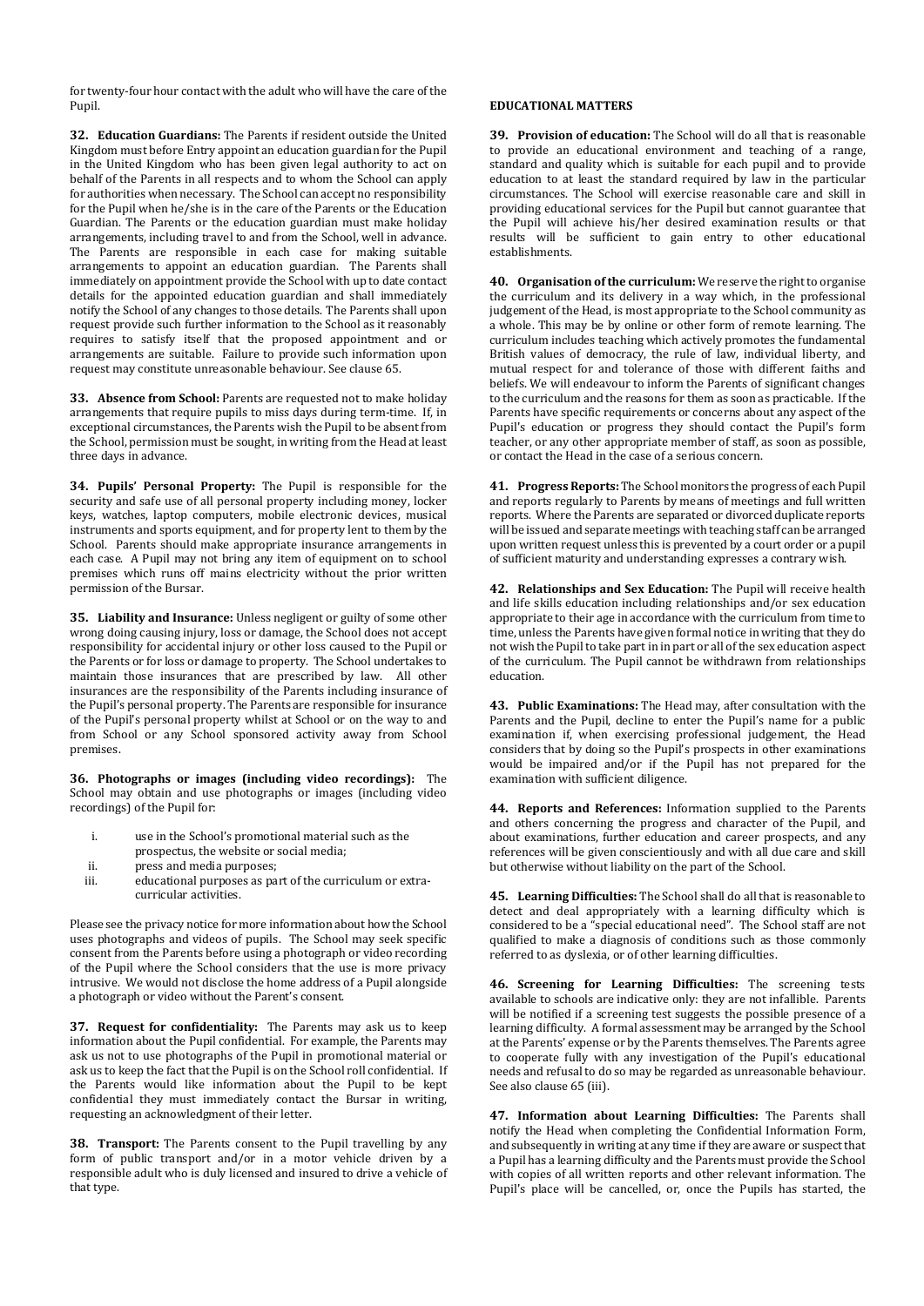for twenty-four hour contact with the adult who will have the care of the Pupil.

**32. Education Guardians:** The Parents if resident outside the United Kingdom must before Entry appoint an education guardian for the Pupil in the United Kingdom who has been given legal authority to act on behalf of the Parents in all respects and to whom the School can apply for authorities when necessary. The School can accept no responsibility for the Pupil when he/she is in the care of the Parents or the Education Guardian. The Parents or the education guardian must make holiday arrangements, including travel to and from the School, well in advance. The Parents are responsible in each case for making suitable arrangements to appoint an education guardian. The Parents shall immediately on appointment provide the School with up to date contact details for the appointed education guardian and shall immediately notify the School of any changes to those details. The Parents shall upon request provide such further information to the School as it reasonably requires to satisfy itself that the proposed appointment and or arrangements are suitable. Failure to provide such information upon request may constitute unreasonable behaviour. See clause 65.

**33. Absence from School:** Parents are requested not to make holiday arrangements that require pupils to miss days during term-time. If, in exceptional circumstances, the Parents wish the Pupil to be absent from the School, permission must be sought, in writing from the Head at least three days in advance.

**34. Pupils' Personal Property:** The Pupil is responsible for the security and safe use of all personal property including money, locker keys, watches, laptop computers, mobile electronic devices, musical instruments and sports equipment, and for property lent to them by the School. Parents should make appropriate insurance arrangements in each case. A Pupil may not bring any item of equipment on to school premises which runs off mains electricity without the prior written permission of the Bursar.

**35. Liability and Insurance:** Unless negligent or guilty of some other wrong doing causing injury, loss or damage, the School does not accept responsibility for accidental injury or other loss caused to the Pupil or the Parents or for loss or damage to property. The School undertakes to maintain those insurances that are prescribed by law. All other insurances are the responsibility of the Parents including insurance of the Pupil's personal property. The Parents are responsible for insurance of the Pupil's personal property whilst at School or on the way to and from School or any School sponsored activity away from School premises.

**36. Photographs or images (including video recordings):** The School may obtain and use photographs or images (including video recordings) of the Pupil for:

i. use in the School's promotional material such as the prospectus, the website or social media;
ii. press and media purposes;
iii. educational purposes as part of the curriculum or extra-curricular activities.

Please see the privacy notice for more information about how the School uses photographs and videos of pupils. The School may seek specific consent from the Parents before using a photograph or video recording of the Pupil where the School considers that the use is more privacy intrusive. We would not disclose the home address of a Pupil alongside a photograph or video without the Parent's consent.

**37. Request for confidentiality:** The Parents may ask us to keep information about the Pupil confidential. For example, the Parents may ask us not to use photographs of the Pupil in promotional material or ask us to keep the fact that the Pupil is on the School roll confidential. If the Parents would like information about the Pupil to be kept confidential they must immediately contact the Bursar in writing, requesting an acknowledgment of their letter.

**38. Transport:** The Parents consent to the Pupil travelling by any form of public transport and/or in a motor vehicle driven by a responsible adult who is duly licensed and insured to drive a vehicle of that type.

**EDUCATIONAL MATTERS**

**39. Provision of education:** The School will do all that is reasonable to provide an educational environment and teaching of a range, standard and quality which is suitable for each pupil and to provide education to at least the standard required by law in the particular circumstances. The School will exercise reasonable care and skill in providing educational services for the Pupil but cannot guarantee that the Pupil will achieve his/her desired examination results or that results will be sufficient to gain entry to other educational establishments.

**40. Organisation of the curriculum:** We reserve the right to organise the curriculum and its delivery in a way which, in the professional judgement of the Head, is most appropriate to the School community as a whole. This may be by online or other form of remote learning. The curriculum includes teaching which actively promotes the fundamental British values of democracy, the rule of law, individual liberty, and mutual respect for and tolerance of those with different faiths and beliefs. We will endeavour to inform the Parents of significant changes to the curriculum and the reasons for them as soon as practicable. If the Parents have specific requirements or concerns about any aspect of the Pupil's education or progress they should contact the Pupil's form teacher, or any other appropriate member of staff, as soon as possible, or contact the Head in the case of a serious concern.

**41. Progress Reports:** The School monitors the progress of each Pupil and reports regularly to Parents by means of meetings and full written reports. Where the Parents are separated or divorced duplicate reports will be issued and separate meetings with teaching staff can be arranged upon written request unless this is prevented by a court order or a pupil of sufficient maturity and understanding expresses a contrary wish.

**42. Relationships and Sex Education:** The Pupil will receive health and life skills education including relationships and/or sex education appropriate to their age in accordance with the curriculum from time to time, unless the Parents have given formal notice in writing that they do not wish the Pupil to take part in in part or all of the sex education aspect of the curriculum. The Pupil cannot be withdrawn from relationships education.

**43. Public Examinations:** The Head may, after consultation with the Parents and the Pupil, decline to enter the Pupil's name for a public examination if, when exercising professional judgement, the Head considers that by doing so the Pupil's prospects in other examinations would be impaired and/or if the Pupil has not prepared for the examination with sufficient diligence.

**44. Reports and References:** Information supplied to the Parents and others concerning the progress and character of the Pupil, and about examinations, further education and career prospects, and any references will be given conscientiously and with all due care and skill but otherwise without liability on the part of the School.

**45. Learning Difficulties:** The School shall do all that is reasonable to detect and deal appropriately with a learning difficulty which is considered to be a "special educational need". The School staff are not qualified to make a diagnosis of conditions such as those commonly referred to as dyslexia, or of other learning difficulties.

**46. Screening for Learning Difficulties:** The screening tests available to schools are indicative only: they are not infallible. Parents will be notified if a screening test suggests the possible presence of a learning difficulty. A formal assessment may be arranged by the School at the Parents' expense or by the Parents themselves. The Parents agree to cooperate fully with any investigation of the Pupil's educational needs and refusal to do so may be regarded as unreasonable behaviour. See also clause 65 (iii).

**47. Information about Learning Difficulties:** The Parents shall notify the Head when completing the Confidential Information Form, and subsequently in writing at any time if they are aware or suspect that a Pupil has a learning difficulty and the Parents must provide the School with copies of all written reports and other relevant information. The Pupil's place will be cancelled, or, once the Pupils has started, the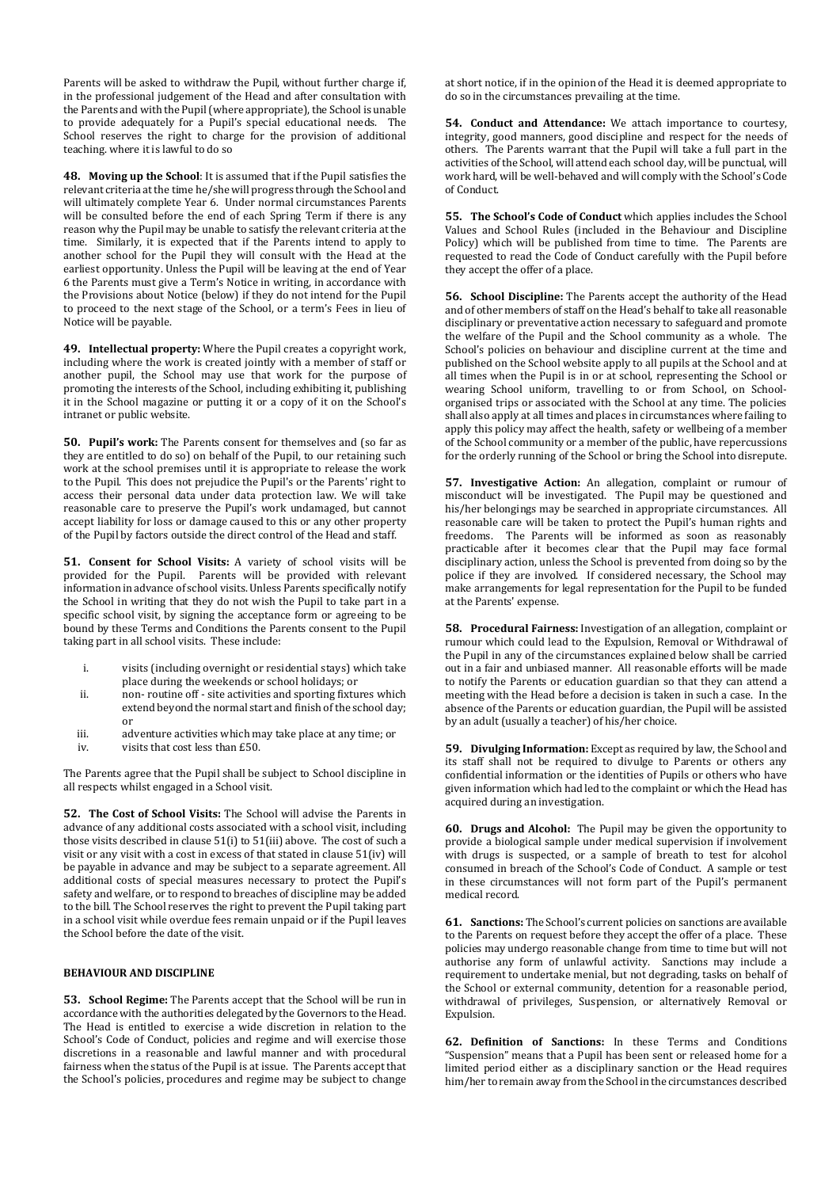Parents will be asked to withdraw the Pupil, without further charge if, in the professional judgement of the Head and after consultation with the Parents and with the Pupil (where appropriate), the School is unable to provide adequately for a Pupil's special educational needs. The School reserves the right to charge for the provision of additional teaching. where it is lawful to do so

**48. Moving up the School**: It is assumed that if the Pupil satisfies the relevant criteria at the time he/she will progress through the School and will ultimately complete Year 6. Under normal circumstances Parents will be consulted before the end of each Spring Term if there is any reason why the Pupil may be unable to satisfy the relevant criteria at the time. Similarly, it is expected that if the Parents intend to apply to another school for the Pupil they will consult with the Head at the earliest opportunity. Unless the Pupil will be leaving at the end of Year 6 the Parents must give a Term's Notice in writing, in accordance with the Provisions about Notice (below) if they do not intend for the Pupil to proceed to the next stage of the School, or a term's Fees in lieu of Notice will be payable.

**49. Intellectual property:** Where the Pupil creates a copyright work, including where the work is created jointly with a member of staff or another pupil, the School may use that work for the purpose of promoting the interests of the School, including exhibiting it, publishing it in the School magazine or putting it or a copy of it on the School's intranet or public website.

**50. Pupil's work:** The Parents consent for themselves and (so far as they are entitled to do so) on behalf of the Pupil, to our retaining such work at the school premises until it is appropriate to release the work to the Pupil. This does not prejudice the Pupil's or the Parents' right to access their personal data under data protection law. We will take reasonable care to preserve the Pupil's work undamaged, but cannot accept liability for loss or damage caused to this or any other property of the Pupil by factors outside the direct control of the Head and staff.

**51. Consent for School Visits:** A variety of school visits will be provided for the Pupil. Parents will be provided with relevant information in advance of school visits. Unless Parents specifically notify the School in writing that they do not wish the Pupil to take part in a specific school visit, by signing the acceptance form or agreeing to be bound by these Terms and Conditions the Parents consent to the Pupil taking part in all school visits. These include:

i. visits (including overnight or residential stays) which take place during the weekends or school holidays; or
ii. non- routine off - site activities and sporting fixtures which extend beyond the normal start and finish of the school day; or
iii. adventure activities which may take place at any time; or
iv. visits that cost less than £50.

The Parents agree that the Pupil shall be subject to School discipline in all respects whilst engaged in a School visit.

**52. The Cost of School Visits:** The School will advise the Parents in advance of any additional costs associated with a school visit, including those visits described in clause 51(i) to 51(iii) above. The cost of such a visit or any visit with a cost in excess of that stated in clause 51(iv) will be payable in advance and may be subject to a separate agreement. All additional costs of special measures necessary to protect the Pupil's safety and welfare, or to respond to breaches of discipline may be added to the bill. The School reserves the right to prevent the Pupil taking part in a school visit while overdue fees remain unpaid or if the Pupil leaves the School before the date of the visit.

**BEHAVIOUR AND DISCIPLINE**

**53. School Regime:** The Parents accept that the School will be run in accordance with the authorities delegated by the Governors to the Head. The Head is entitled to exercise a wide discretion in relation to the School's Code of Conduct, policies and regime and will exercise those discretions in a reasonable and lawful manner and with procedural fairness when the status of the Pupil is at issue. The Parents accept that the School's policies, procedures and regime may be subject to change at short notice, if in the opinion of the Head it is deemed appropriate to do so in the circumstances prevailing at the time.

**54. Conduct and Attendance:** We attach importance to courtesy, integrity, good manners, good discipline and respect for the needs of others. The Parents warrant that the Pupil will take a full part in the activities of the School, will attend each school day, will be punctual, will work hard, will be well-behaved and will comply with the School's Code of Conduct.

**55. The School's Code of Conduct** which applies includes the School Values and School Rules (included in the Behaviour and Discipline Policy) which will be published from time to time. The Parents are requested to read the Code of Conduct carefully with the Pupil before they accept the offer of a place.

**56. School Discipline:** The Parents accept the authority of the Head and of other members of staff on the Head's behalf to take all reasonable disciplinary or preventative action necessary to safeguard and promote the welfare of the Pupil and the School community as a whole. The School's policies on behaviour and discipline current at the time and published on the School website apply to all pupils at the School and at all times when the Pupil is in or at school, representing the School or wearing School uniform, travelling to or from School, on School-organised trips or associated with the School at any time. The policies shall also apply at all times and places in circumstances where failing to apply this policy may affect the health, safety or wellbeing of a member of the School community or a member of the public, have repercussions for the orderly running of the School or bring the School into disrepute.

**57. Investigative Action:** An allegation, complaint or rumour of misconduct will be investigated. The Pupil may be questioned and his/her belongings may be searched in appropriate circumstances. All reasonable care will be taken to protect the Pupil's human rights and freedoms. The Parents will be informed as soon as reasonably practicable after it becomes clear that the Pupil may face formal disciplinary action, unless the School is prevented from doing so by the police if they are involved. If considered necessary, the School may make arrangements for legal representation for the Pupil to be funded at the Parents' expense.

**58. Procedural Fairness:** Investigation of an allegation, complaint or rumour which could lead to the Expulsion, Removal or Withdrawal of the Pupil in any of the circumstances explained below shall be carried out in a fair and unbiased manner. All reasonable efforts will be made to notify the Parents or education guardian so that they can attend a meeting with the Head before a decision is taken in such a case. In the absence of the Parents or education guardian, the Pupil will be assisted by an adult (usually a teacher) of his/her choice.

**59. Divulging Information:** Except as required by law, the School and its staff shall not be required to divulge to Parents or others any confidential information or the identities of Pupils or others who have given information which had led to the complaint or which the Head has acquired during an investigation.

**60. Drugs and Alcohol:** The Pupil may be given the opportunity to provide a biological sample under medical supervision if involvement with drugs is suspected, or a sample of breath to test for alcohol consumed in breach of the School's Code of Conduct. A sample or test in these circumstances will not form part of the Pupil's permanent medical record.

**61. Sanctions:** The School's current policies on sanctions are available to the Parents on request before they accept the offer of a place. These policies may undergo reasonable change from time to time but will not authorise any form of unlawful activity. Sanctions may include a requirement to undertake menial, but not degrading, tasks on behalf of the School or external community, detention for a reasonable period, withdrawal of privileges, Suspension, or alternatively Removal or Expulsion.

**62. Definition of Sanctions:** In these Terms and Conditions "Suspension" means that a Pupil has been sent or released home for a limited period either as a disciplinary sanction or the Head requires him/her to remain away from the School in the circumstances described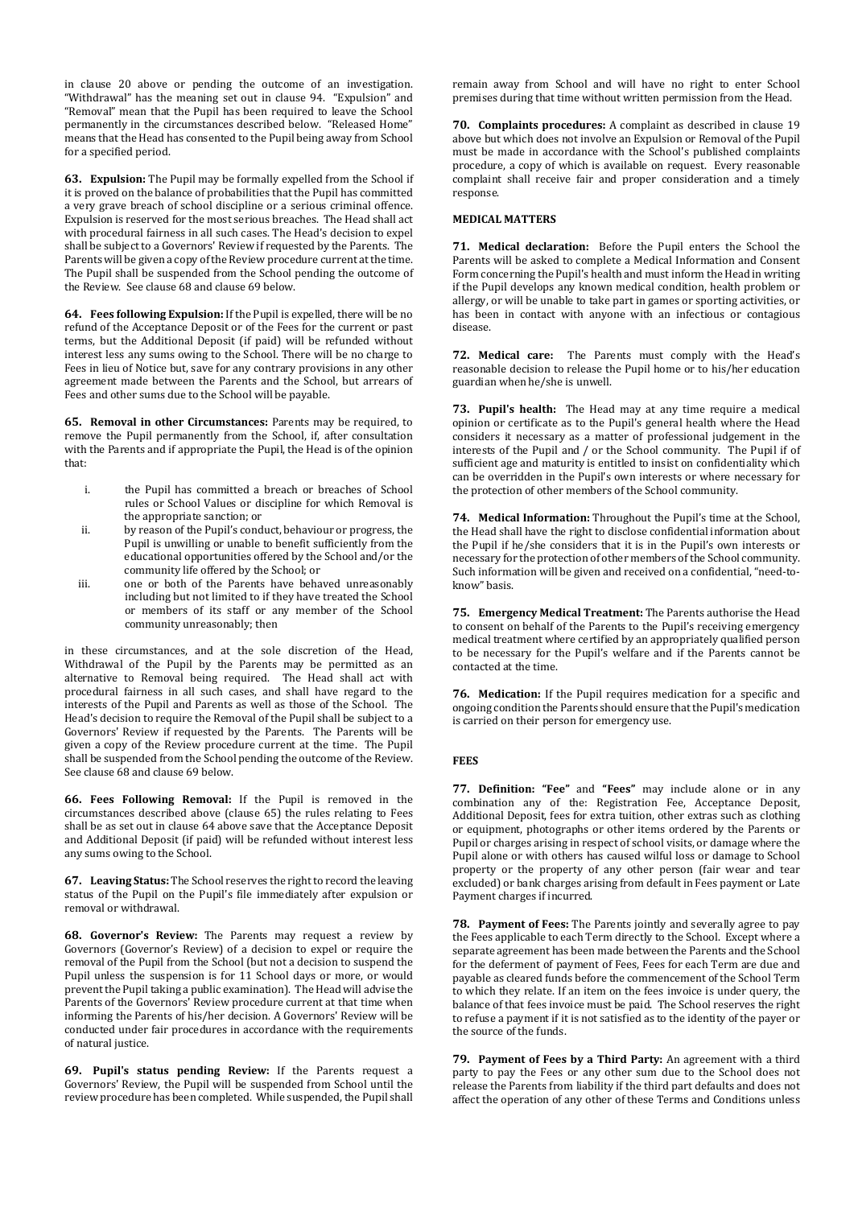in clause 20 above or pending the outcome of an investigation. "Withdrawal" has the meaning set out in clause 94. "Expulsion" and "Removal" mean that the Pupil has been required to leave the School permanently in the circumstances described below. "Released Home" means that the Head has consented to the Pupil being away from School for a specified period.

**63. Expulsion:** The Pupil may be formally expelled from the School if it is proved on the balance of probabilities that the Pupil has committed a very grave breach of school discipline or a serious criminal offence. Expulsion is reserved for the most serious breaches. The Head shall act with procedural fairness in all such cases. The Head's decision to expel shall be subject to a Governors' Review if requested by the Parents. The Parents will be given a copy of the Review procedure current at the time. The Pupil shall be suspended from the School pending the outcome of the Review. See clause 68 and clause 69 below.

**64. Fees following Expulsion:** If the Pupil is expelled, there will be no refund of the Acceptance Deposit or of the Fees for the current or past terms, but the Additional Deposit (if paid) will be refunded without interest less any sums owing to the School. There will be no charge to Fees in lieu of Notice but, save for any contrary provisions in any other agreement made between the Parents and the School, but arrears of Fees and other sums due to the School will be payable.

**65. Removal in other Circumstances:** Parents may be required, to remove the Pupil permanently from the School, if, after consultation with the Parents and if appropriate the Pupil, the Head is of the opinion that:

i. the Pupil has committed a breach or breaches of School rules or School Values or discipline for which Removal is the appropriate sanction; or
ii. by reason of the Pupil's conduct, behaviour or progress, the Pupil is unwilling or unable to benefit sufficiently from the educational opportunities offered by the School and/or the community life offered by the School; or
iii. one or both of the Parents have behaved unreasonably including but not limited to if they have treated the School or members of its staff or any member of the School community unreasonably; then

in these circumstances, and at the sole discretion of the Head, Withdrawal of the Pupil by the Parents may be permitted as an alternative to Removal being required. The Head shall act with procedural fairness in all such cases, and shall have regard to the interests of the Pupil and Parents as well as those of the School. The Head's decision to require the Removal of the Pupil shall be subject to a Governors' Review if requested by the Parents. The Parents will be given a copy of the Review procedure current at the time. The Pupil shall be suspended from the School pending the outcome of the Review. See clause 68 and clause 69 below.

**66. Fees Following Removal:** If the Pupil is removed in the circumstances described above (clause 65) the rules relating to Fees shall be as set out in clause 64 above save that the Acceptance Deposit and Additional Deposit (if paid) will be refunded without interest less any sums owing to the School.

**67. Leaving Status:** The School reserves the right to record the leaving status of the Pupil on the Pupil's file immediately after expulsion or removal or withdrawal.

**68. Governor's Review:** The Parents may request a review by Governors (Governor's Review) of a decision to expel or require the removal of the Pupil from the School (but not a decision to suspend the Pupil unless the suspension is for 11 School days or more, or would prevent the Pupil taking a public examination). The Head will advise the Parents of the Governors' Review procedure current at that time when informing the Parents of his/her decision. A Governors' Review will be conducted under fair procedures in accordance with the requirements of natural justice.

**69. Pupil's status pending Review:** If the Parents request a Governors' Review, the Pupil will be suspended from School until the review procedure has been completed. While suspended, the Pupil shall remain away from School and will have no right to enter School premises during that time without written permission from the Head.

**70. Complaints procedures:** A complaint as described in clause 19 above but which does not involve an Expulsion or Removal of the Pupil must be made in accordance with the School's published complaints procedure, a copy of which is available on request. Every reasonable complaint shall receive fair and proper consideration and a timely response.

**MEDICAL MATTERS**

**71. Medical declaration:** Before the Pupil enters the School the Parents will be asked to complete a Medical Information and Consent Form concerning the Pupil's health and must inform the Head in writing if the Pupil develops any known medical condition, health problem or allergy, or will be unable to take part in games or sporting activities, or has been in contact with anyone with an infectious or contagious disease.

**72. Medical care:** The Parents must comply with the Head's reasonable decision to release the Pupil home or to his/her education guardian when he/she is unwell.

**73. Pupil's health:** The Head may at any time require a medical opinion or certificate as to the Pupil's general health where the Head considers it necessary as a matter of professional judgement in the interests of the Pupil and / or the School community. The Pupil if of sufficient age and maturity is entitled to insist on confidentiality which can be overridden in the Pupil's own interests or where necessary for the protection of other members of the School community.

**74. Medical Information:** Throughout the Pupil's time at the School, the Head shall have the right to disclose confidential information about the Pupil if he/she considers that it is in the Pupil's own interests or necessary for the protection of other members of the School community. Such information will be given and received on a confidential, "need-to-know" basis.

**75. Emergency Medical Treatment:** The Parents authorise the Head to consent on behalf of the Parents to the Pupil's receiving emergency medical treatment where certified by an appropriately qualified person to be necessary for the Pupil's welfare and if the Parents cannot be contacted at the time.

**76. Medication:** If the Pupil requires medication for a specific and ongoing condition the Parents should ensure that the Pupil's medication is carried on their person for emergency use.

**FEES**

**77. Definition: "Fee"** and **"Fees"** may include alone or in any combination any of the: Registration Fee, Acceptance Deposit, Additional Deposit, fees for extra tuition, other extras such as clothing or equipment, photographs or other items ordered by the Parents or Pupil or charges arising in respect of school visits, or damage where the Pupil alone or with others has caused wilful loss or damage to School property or the property of any other person (fair wear and tear excluded) or bank charges arising from default in Fees payment or Late Payment charges if incurred.

**78. Payment of Fees:** The Parents jointly and severally agree to pay the Fees applicable to each Term directly to the School. Except where a separate agreement has been made between the Parents and the School for the deferment of payment of Fees, Fees for each Term are due and payable as cleared funds before the commencement of the School Term to which they relate. If an item on the fees invoice is under query, the balance of that fees invoice must be paid. The School reserves the right to refuse a payment if it is not satisfied as to the identity of the payer or the source of the funds.

**79. Payment of Fees by a Third Party:** An agreement with a third party to pay the Fees or any other sum due to the School does not release the Parents from liability if the third part defaults and does not affect the operation of any other of these Terms and Conditions unless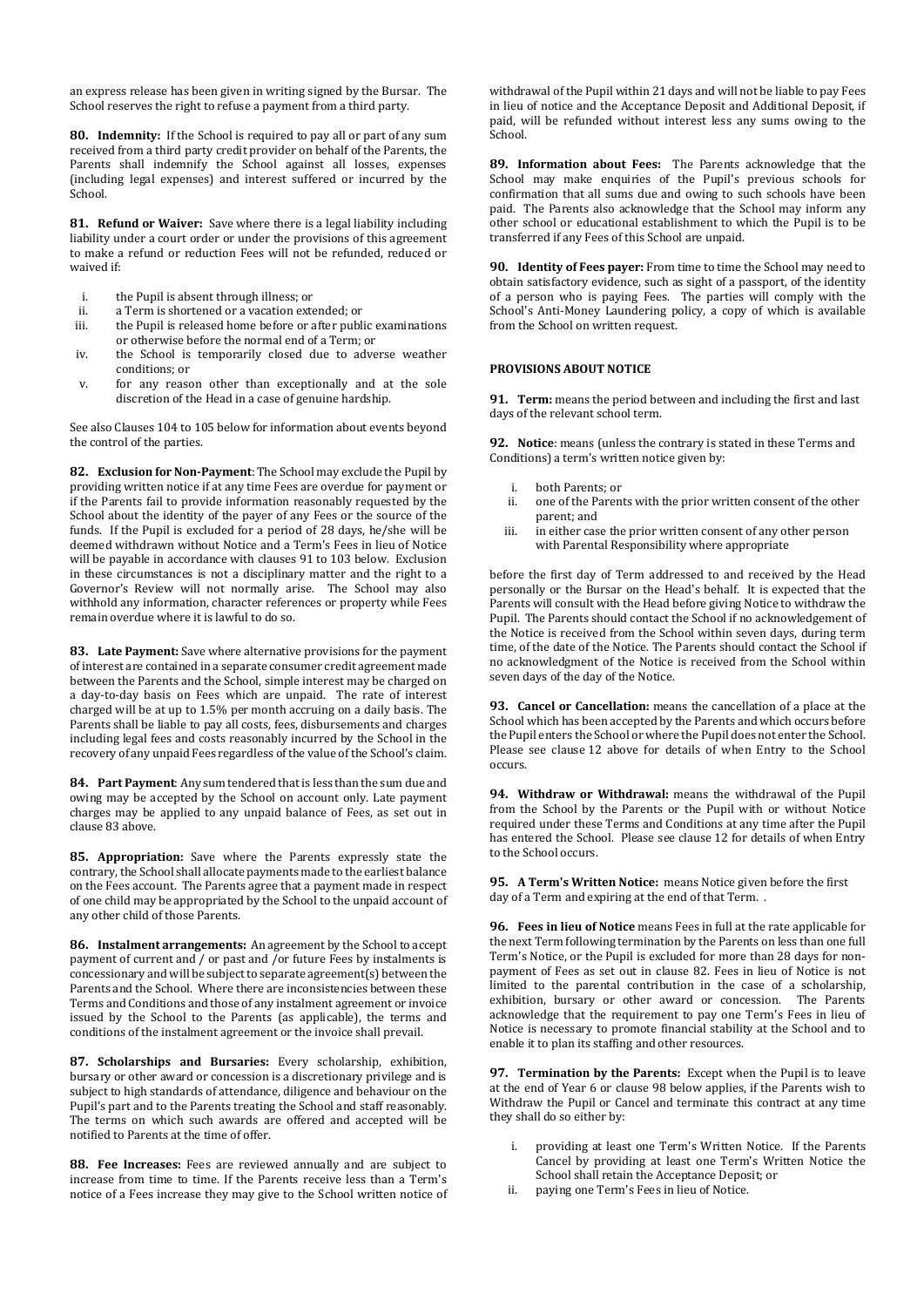an express release has been given in writing signed by the Bursar. The School reserves the right to refuse a payment from a third party.

**80. Indemnity:** If the School is required to pay all or part of any sum received from a third party credit provider on behalf of the Parents, the Parents shall indemnify the School against all losses, expenses (including legal expenses) and interest suffered or incurred by the School.

**81. Refund or Waiver:** Save where there is a legal liability including liability under a court order or under the provisions of this agreement to make a refund or reduction Fees will not be refunded, reduced or waived if:

i. the Pupil is absent through illness; or
ii. a Term is shortened or a vacation extended; or
iii. the Pupil is released home before or after public examinations or otherwise before the normal end of a Term; or
iv. the School is temporarily closed due to adverse weather conditions; or
v. for any reason other than exceptionally and at the sole discretion of the Head in a case of genuine hardship.

See also Clauses 104 to 105 below for information about events beyond the control of the parties.

**82. Exclusion for Non-Payment**: The School may exclude the Pupil by providing written notice if at any time Fees are overdue for payment or if the Parents fail to provide information reasonably requested by the School about the identity of the payer of any Fees or the source of the funds. If the Pupil is excluded for a period of 28 days, he/she will be deemed withdrawn without Notice and a Term's Fees in lieu of Notice will be payable in accordance with clauses 91 to 103 below. Exclusion in these circumstances is not a disciplinary matter and the right to a Governor's Review will not normally arise. The School may also withhold any information, character references or property while Fees remain overdue where it is lawful to do so.

**83. Late Payment:** Save where alternative provisions for the payment of interest are contained in a separate consumer credit agreement made between the Parents and the School, simple interest may be charged on a day-to-day basis on Fees which are unpaid. The rate of interest charged will be at up to 1.5% per month accruing on a daily basis. The Parents shall be liable to pay all costs, fees, disbursements and charges including legal fees and costs reasonably incurred by the School in the recovery of any unpaid Fees regardless of the value of the School's claim.

**84. Part Payment**: Any sum tendered that is less than the sum due and owing may be accepted by the School on account only. Late payment charges may be applied to any unpaid balance of Fees, as set out in clause 83 above.

**85. Appropriation:** Save where the Parents expressly state the contrary, the School shall allocate payments made to the earliest balance on the Fees account. The Parents agree that a payment made in respect of one child may be appropriated by the School to the unpaid account of any other child of those Parents.

**86. Instalment arrangements:** An agreement by the School to accept payment of current and / or past and /or future Fees by instalments is concessionary and will be subject to separate agreement(s) between the Parents and the School. Where there are inconsistencies between these Terms and Conditions and those of any instalment agreement or invoice issued by the School to the Parents (as applicable), the terms and conditions of the instalment agreement or the invoice shall prevail.

**87. Scholarships and Bursaries:** Every scholarship, exhibition, bursary or other award or concession is a discretionary privilege and is subject to high standards of attendance, diligence and behaviour on the Pupil's part and to the Parents treating the School and staff reasonably. The terms on which such awards are offered and accepted will be notified to Parents at the time of offer.

**88. Fee Increases:** Fees are reviewed annually and are subject to increase from time to time. If the Parents receive less than a Term's notice of a Fees increase they may give to the School written notice of withdrawal of the Pupil within 21 days and will not be liable to pay Fees in lieu of notice and the Acceptance Deposit and Additional Deposit, if paid, will be refunded without interest less any sums owing to the School.

**89. Information about Fees:** The Parents acknowledge that the School may make enquiries of the Pupil's previous schools for confirmation that all sums due and owing to such schools have been paid. The Parents also acknowledge that the School may inform any other school or educational establishment to which the Pupil is to be transferred if any Fees of this School are unpaid.

**90. Identity of Fees payer:** From time to time the School may need to obtain satisfactory evidence, such as sight of a passport, of the identity of a person who is paying Fees. The parties will comply with the School's Anti-Money Laundering policy, a copy of which is available from the School on written request.

## PROVISIONS ABOUT NOTICE

**91. Term:** means the period between and including the first and last days of the relevant school term.

**92. Notice**: means (unless the contrary is stated in these Terms and Conditions) a term's written notice given by:

i. both Parents; or
ii. one of the Parents with the prior written consent of the other parent; and
iii. in either case the prior written consent of any other person with Parental Responsibility where appropriate

before the first day of Term addressed to and received by the Head personally or the Bursar on the Head's behalf. It is expected that the Parents will consult with the Head before giving Notice to withdraw the Pupil. The Parents should contact the School if no acknowledgement of the Notice is received from the School within seven days, during term time, of the date of the Notice. The Parents should contact the School if no acknowledgment of the Notice is received from the School within seven days of the day of the Notice.

**93. Cancel or Cancellation:** means the cancellation of a place at the School which has been accepted by the Parents and which occurs before the Pupil enters the School or where the Pupil does not enter the School. Please see clause 12 above for details of when Entry to the School occurs.

**94. Withdraw or Withdrawal:** means the withdrawal of the Pupil from the School by the Parents or the Pupil with or without Notice required under these Terms and Conditions at any time after the Pupil has entered the School. Please see clause 12 for details of when Entry to the School occurs.

**95. A Term's Written Notice:** means Notice given before the first day of a Term and expiring at the end of that Term. .

**96. Fees in lieu of Notice** means Fees in full at the rate applicable for the next Term following termination by the Parents on less than one full Term's Notice, or the Pupil is excluded for more than 28 days for non-payment of Fees as set out in clause 82. Fees in lieu of Notice is not limited to the parental contribution in the case of a scholarship, exhibition, bursary or other award or concession. The Parents acknowledge that the requirement to pay one Term's Fees in lieu of Notice is necessary to promote financial stability at the School and to enable it to plan its staffing and other resources.

**97. Termination by the Parents:** Except when the Pupil is to leave at the end of Year 6 or clause 98 below applies, if the Parents wish to Withdraw the Pupil or Cancel and terminate this contract at any time they shall do so either by:

i. providing at least one Term's Written Notice. If the Parents Cancel by providing at least one Term's Written Notice the School shall retain the Acceptance Deposit; or
ii. paying one Term's Fees in lieu of Notice.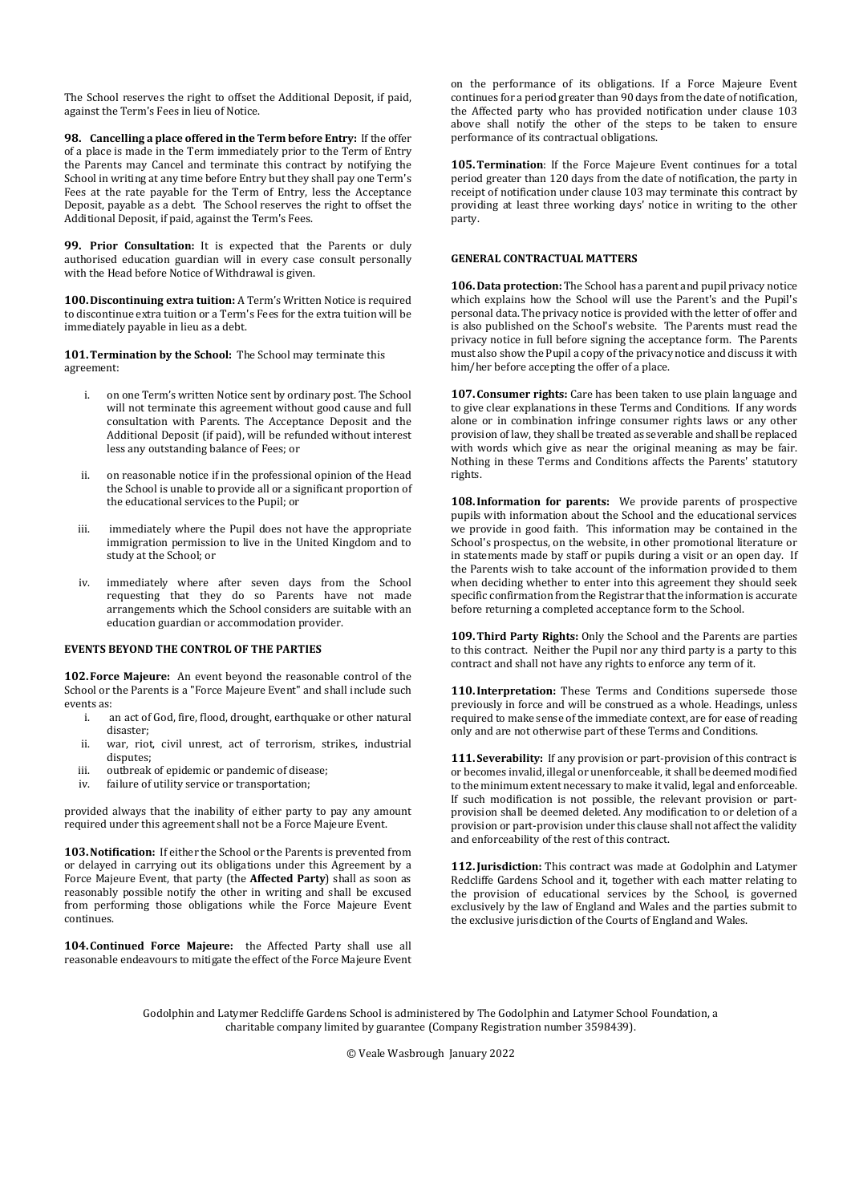The School reserves the right to offset the Additional Deposit, if paid, against the Term's Fees in lieu of Notice.

**98. Cancelling a place offered in the Term before Entry:** If the offer of a place is made in the Term immediately prior to the Term of Entry the Parents may Cancel and terminate this contract by notifying the School in writing at any time before Entry but they shall pay one Term's Fees at the rate payable for the Term of Entry, less the Acceptance Deposit, payable as a debt. The School reserves the right to offset the Additional Deposit, if paid, against the Term's Fees.

**99. Prior Consultation:** It is expected that the Parents or duly authorised education guardian will in every case consult personally with the Head before Notice of Withdrawal is given.

**100. Discontinuing extra tuition:** A Term's Written Notice is required to discontinue extra tuition or a Term's Fees for the extra tuition will be immediately payable in lieu as a debt.

**101. Termination by the School:** The School may terminate this agreement:

i. on one Term's written Notice sent by ordinary post. The School will not terminate this agreement without good cause and full consultation with Parents. The Acceptance Deposit and the Additional Deposit (if paid), will be refunded without interest less any outstanding balance of Fees; or

ii. on reasonable notice if in the professional opinion of the Head the School is unable to provide all or a significant proportion of the educational services to the Pupil; or

iii. immediately where the Pupil does not have the appropriate immigration permission to live in the United Kingdom and to study at the School; or

iv. immediately where after seven days from the School requesting that they do so Parents have not made arrangements which the School considers are suitable with an education guardian or accommodation provider.

**EVENTS BEYOND THE CONTROL OF THE PARTIES**

**102. Force Majeure:** An event beyond the reasonable control of the School or the Parents is a "Force Majeure Event" and shall include such events as:

i. an act of God, fire, flood, drought, earthquake or other natural disaster;
ii. war, riot, civil unrest, act of terrorism, strikes, industrial disputes;
iii. outbreak of epidemic or pandemic of disease;
iv. failure of utility service or transportation;

provided always that the inability of either party to pay any amount required under this agreement shall not be a Force Majeure Event.

**103. Notification:** If either the School or the Parents is prevented from or delayed in carrying out its obligations under this Agreement by a Force Majeure Event, that party (the **Affected Party**) shall as soon as reasonably possible notify the other in writing and shall be excused from performing those obligations while the Force Majeure Event continues.

**104. Continued Force Majeure:** the Affected Party shall use all reasonable endeavours to mitigate the effect of the Force Majeure Event on the performance of its obligations. If a Force Majeure Event continues for a period greater than 90 days from the date of notification, the Affected party who has provided notification under clause 103 above shall notify the other of the steps to be taken to ensure performance of its contractual obligations.

**105. Termination**: If the Force Majeure Event continues for a total period greater than 120 days from the date of notification, the party in receipt of notification under clause 103 may terminate this contract by providing at least three working days' notice in writing to the other party.

**GENERAL CONTRACTUAL MATTERS**

**106. Data protection:** The School has a parent and pupil privacy notice which explains how the School will use the Parent's and the Pupil's personal data. The privacy notice is provided with the letter of offer and is also published on the School's website. The Parents must read the privacy notice in full before signing the acceptance form. The Parents must also show the Pupil a copy of the privacy notice and discuss it with him/her before accepting the offer of a place.

**107. Consumer rights:** Care has been taken to use plain language and to give clear explanations in these Terms and Conditions. If any words alone or in combination infringe consumer rights laws or any other provision of law, they shall be treated as severable and shall be replaced with words which give as near the original meaning as may be fair. Nothing in these Terms and Conditions affects the Parents' statutory rights.

**108. Information for parents:** We provide parents of prospective pupils with information about the School and the educational services we provide in good faith. This information may be contained in the School's prospectus, on the website, in other promotional literature or in statements made by staff or pupils during a visit or an open day. If the Parents wish to take account of the information provided to them when deciding whether to enter into this agreement they should seek specific confirmation from the Registrar that the information is accurate before returning a completed acceptance form to the School.

**109. Third Party Rights:** Only the School and the Parents are parties to this contract. Neither the Pupil nor any third party is a party to this contract and shall not have any rights to enforce any term of it.

**110. Interpretation:** These Terms and Conditions supersede those previously in force and will be construed as a whole. Headings, unless required to make sense of the immediate context, are for ease of reading only and are not otherwise part of these Terms and Conditions.

**111. Severability:** If any provision or part-provision of this contract is or becomes invalid, illegal or unenforceable, it shall be deemed modified to the minimum extent necessary to make it valid, legal and enforceable. If such modification is not possible, the relevant provision or part-provision shall be deemed deleted. Any modification to or deletion of a provision or part-provision under this clause shall not affect the validity and enforceability of the rest of this contract.

**112. Jurisdiction:** This contract was made at Godolphin and Latymer Redcliffe Gardens School and it, together with each matter relating to the provision of educational services by the School, is governed exclusively by the law of England and Wales and the parties submit to the exclusive jurisdiction of the Courts of England and Wales.

Godolphin and Latymer Redcliffe Gardens School is administered by The Godolphin and Latymer School Foundation, a charitable company limited by guarantee (Company Registration number 3598439).

© Veale Wasbrough January 2022